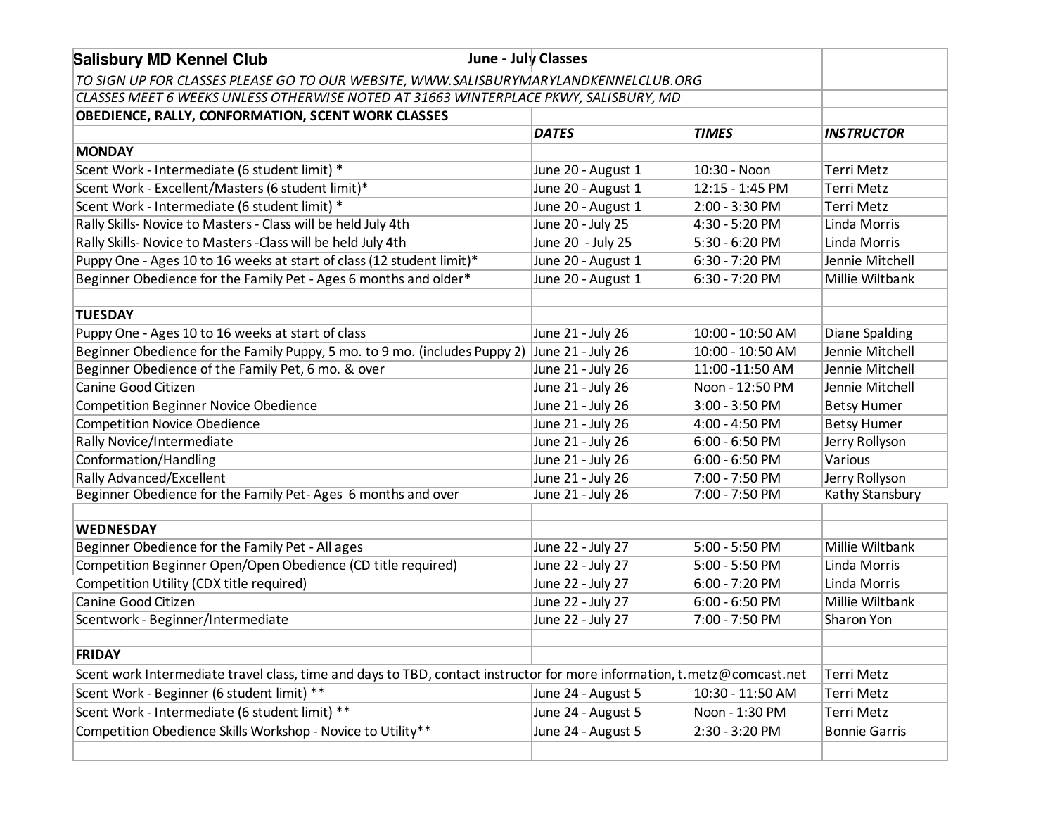| Salisbury MD Kennel Club June - July Classes | | | |
| --- | --- | --- | --- |
| *TO SIGN UP FOR CLASSES PLEASE GO TO OUR WEBSITE, WWW.SALISBURYMARYLANDKENNELCLUB.ORG* | | | |
| *CLASSES MEET 6 WEEKS UNLESS OTHERWISE NOTED AT 31663 WINTERPLACE PKWY, SALISBURY, MD* | | | |
| **OBEDIENCE, RALLY, CONFORMATION, SCENT WORK CLASSES** | | | |
| | ***DATES*** | ***TIMES*** | ***INSTRUCTOR*** |
| **MONDAY** | | | |
| Scent Work - Intermediate (6 student limit) * | June 20 - August 1 | 10:30 - Noon | Terri Metz |
| Scent Work - Excellent/Masters (6 student limit)* | June 20 - August 1 | 12:15 - 1:45 PM | Terri Metz |
| Scent Work - Intermediate (6 student limit) * | June 20 - August 1 | 2:00 - 3:30 PM | Terri Metz |
| Rally Skills- Novice to Masters - Class will be held July 4th | June 20 - July 25 | 4:30 - 5:20 PM | Linda Morris |
| Rally Skills- Novice to Masters -Class will be held July 4th | June 20 - July 25 | 5:30 - 6:20 PM | Linda Morris |
| Puppy One - Ages 10 to 16 weeks at start of class (12 student limit)* | June 20 - August 1 | 6:30 - 7:20 PM | Jennie Mitchell |
| Beginner Obedience for the Family Pet - Ages 6 months and older* | June 20 - August 1 | 6:30 - 7:20 PM | Millie Wiltbank |
| | | | |
| **TUESDAY** | | | |
| Puppy One - Ages 10 to 16 weeks at start of class | June 21 - July 26 | 10:00 - 10:50 AM | Diane Spalding |
| Beginner Obedience for the Family Puppy, 5 mo. to 9 mo. (includes Puppy 2) | June 21 - July 26 | 10:00 - 10:50 AM | Jennie Mitchell |
| Beginner Obedience of the Family Pet, 6 mo. & over | June 21 - July 26 | 11:00 -11:50 AM | Jennie Mitchell |
| Canine Good Citizen | June 21 - July 26 | Noon - 12:50 PM | Jennie Mitchell |
| Competition Beginner Novice Obedience | June 21 - July 26 | 3:00 - 3:50 PM | Betsy Humer |
| Competition Novice Obedience | June 21 - July 26 | 4:00 - 4:50 PM | Betsy Humer |
| Rally Novice/Intermediate | June 21 - July 26 | 6:00 - 6:50 PM | Jerry Rollyson |
| Conformation/Handling | June 21 - July 26 | 6:00 - 6:50 PM | Various |
| Rally Advanced/Excellent | June 21 - July 26 | 7:00 - 7:50 PM | Jerry Rollyson |
| Beginner Obedience for the Family Pet- Ages 6 months and over | June 21 - July 26 | 7:00 - 7:50 PM | Kathy Stansbury |
| | | | |
| **WEDNESDAY** | | | |
| Beginner Obedience for the Family Pet - All ages | June 22 - July 27 | 5:00 - 5:50 PM | Millie Wiltbank |
| Competition Beginner Open/Open Obedience (CD title required) | June 22 - July 27 | 5:00 - 5:50 PM | Linda Morris |
| Competition Utility (CDX title required) | June 22 - July 27 | 6:00 - 7:20 PM | Linda Morris |
| Canine Good Citizen | June 22 - July 27 | 6:00 - 6:50 PM | Millie Wiltbank |
| Scentwork - Beginner/Intermediate | June 22 - July 27 | 7:00 - 7:50 PM | Sharon Yon |
| | | | |
| **FRIDAY** | | | |
| Scent work Intermediate travel class, time and days to TBD, contact instructor for more information, t.metz@comcast.net | | | Terri Metz |
| Scent Work - Beginner (6 student limit) ** | June 24 - August 5 | 10:30 - 11:50 AM | Terri Metz |
| Scent Work - Intermediate (6 student limit) ** | June 24 - August 5 | Noon - 1:30 PM | Terri Metz |
| Competition Obedience Skills Workshop - Novice to Utility** | June 24 - August 5 | 2:30 - 3:20 PM | Bonnie Garris |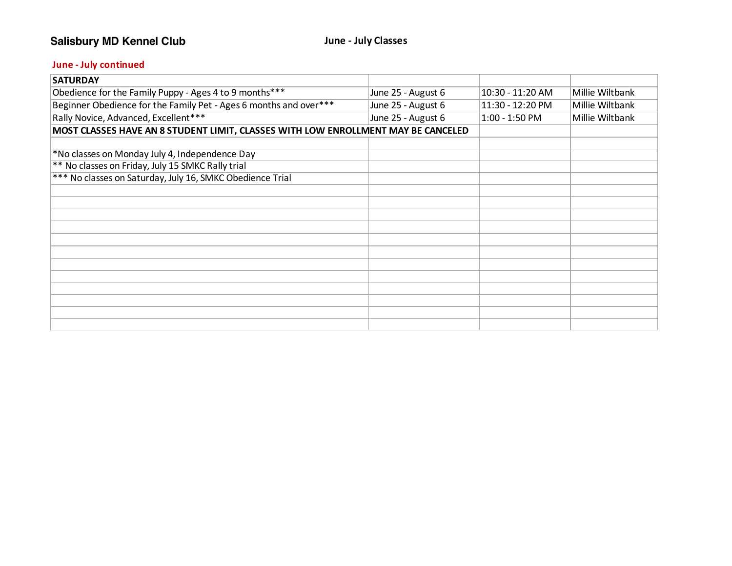**Salisbury MD Kennel Club** **June - July Classes**

**June - July continued**

| | | | |
|---|---|---|---|
| **SATURDAY** | | | |
| Obedience for the Family Puppy - Ages 4 to 9 months*** | June 25 - August 6 | 10:30 - 11:20 AM | Millie Wiltbank |
| Beginner Obedience for the Family Pet - Ages 6 months and over*** | June 25 - August 6 | 11:30 - 12:20 PM | Millie Wiltbank |
| Rally Novice, Advanced, Excellent*** | June 25 - August 6 | 1:00 - 1:50 PM | Millie Wiltbank |
| **MOST CLASSES HAVE AN 8 STUDENT LIMIT, CLASSES WITH LOW ENROLLMENT MAY BE CANCELED** | | | |
| | | | |
| *No classes on Monday July 4, Independence Day | | | |
| ** No classes on Friday, July 15 SMKC Rally trial | | | |
| *** No classes on Saturday, July 16, SMKC Obedience Trial | | | |